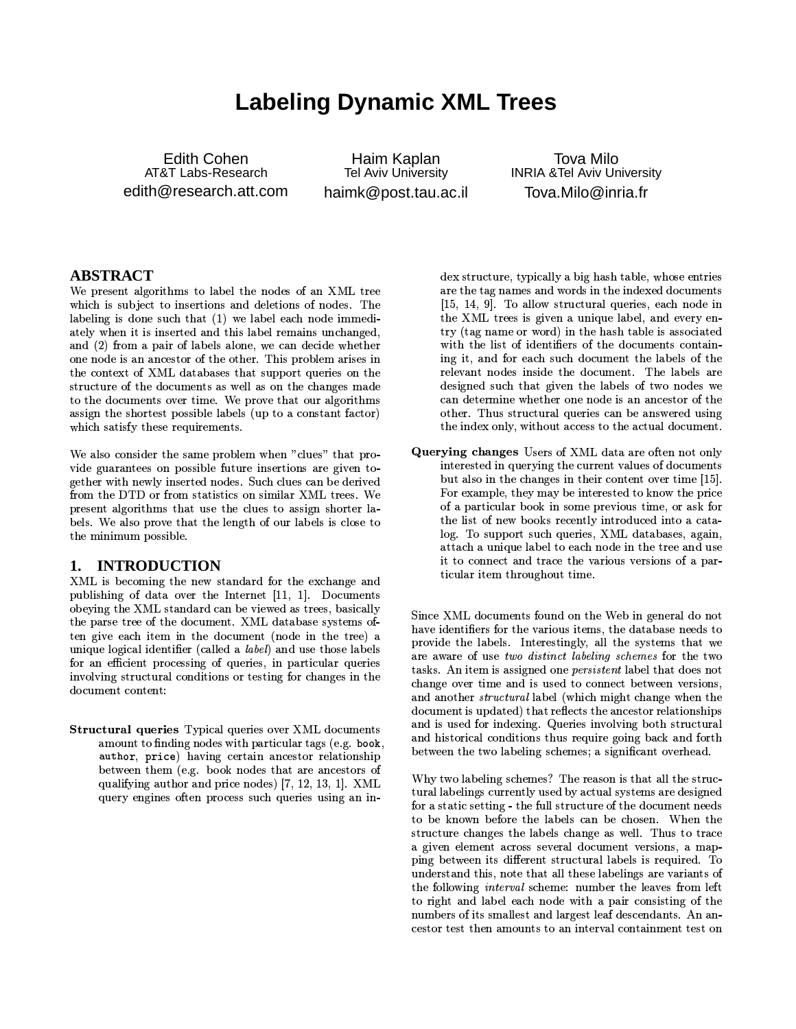# Labeling Dynamic XML Trees

Edith Cohen
AT&T Labs-Research
edith@research.att.com

Haim Kaplan
Tel Aviv University
haimk@post.tau.ac.il

Tova Milo
INRIA &Tel Aviv University
Tova.Milo@inria.fr

## ABSTRACT

We present algorithms to label the nodes of an XML tree which is subject to insertions and deletions of nodes. The labeling is done such that (1) we label each node immediately when it is inserted and this label remains unchanged, and (2) from a pair of labels alone, we can decide whether one node is an ancestor of the other. This problem arises in the context of XML databases that support queries on the structure of the documents as well as on the changes made to the documents over time. We prove that our algorithms assign the shortest possible labels (up to a constant factor) which satisfy these requirements.

We also consider the same problem when "clues" that provide guarantees on possible future insertions are given together with newly inserted nodes. Such clues can be derived from the DTD or from statistics on similar XML trees. We present algorithms that use the clues to assign shorter labels. We also prove that the length of our labels is close to the minimum possible.

## 1. INTRODUCTION

XML is becoming the new standard for the exchange and publishing of data over the Internet [11, 1]. Documents obeying the XML standard can be viewed as trees, basically the parse tree of the document. XML database systems often give each item in the document (node in the tree) a unique logical identifier (called a *label*) and use those labels for an efficient processing of queries, in particular queries involving structural conditions or testing for changes in the document content:

**Structural queries** Typical queries over XML documents amount to finding nodes with particular tags (e.g. `book`, `author`, `price`) having certain ancestor relationship between them (e.g. book nodes that are ancestors of qualifying author and price nodes) [7, 12, 13, 1]. XML query engines often process such queries using an index structure, typically a big hash table, whose entries are the tag names and words in the indexed documents [15, 14, 9]. To allow structural queries, each node in the XML trees is given a unique label, and every entry (tag name or word) in the hash table is associated with the list of identifiers of the documents containing it, and for each such document the labels of the relevant nodes inside the document. The labels are designed such that given the labels of two nodes we can determine whether one node is an ancestor of the other. Thus structural queries can be answered using the index only, without access to the actual document.

**Querying changes** Users of XML data are often not only interested in querying the current values of documents but also in the changes in their content over time [15]. For example, they may be interested to know the price of a particular book in some previous time, or ask for the list of new books recently introduced into a catalog. To support such queries, XML databases, again, attach a unique label to each node in the tree and use it to connect and trace the various versions of a particular item throughout time.

Since XML documents found on the Web in general do not have identifiers for the various items, the database needs to provide the labels. Interestingly, all the systems that we are aware of use *two distinct labeling schemes* for the two tasks. An item is assigned one *persistent* label that does not change over time and is used to connect between versions, and another *structural* label (which might change when the document is updated) that reflects the ancestor relationships and is used for indexing. Queries involving both structural and historical conditions thus require going back and forth between the two labeling schemes; a significant overhead.

Why two labeling schemes? The reason is that all the structural labelings currently used by actual systems are designed for a static setting - the full structure of the document needs to be known before the labels can be chosen. When the structure changes the labels change as well. Thus to trace a given element across several document versions, a mapping between its different structural labels is required. To understand this, note that all these labelings are variants of the following *interval* scheme: number the leaves from left to right and label each node with a pair consisting of the numbers of its smallest and largest leaf descendants. An ancestor test then amounts to an interval containment test on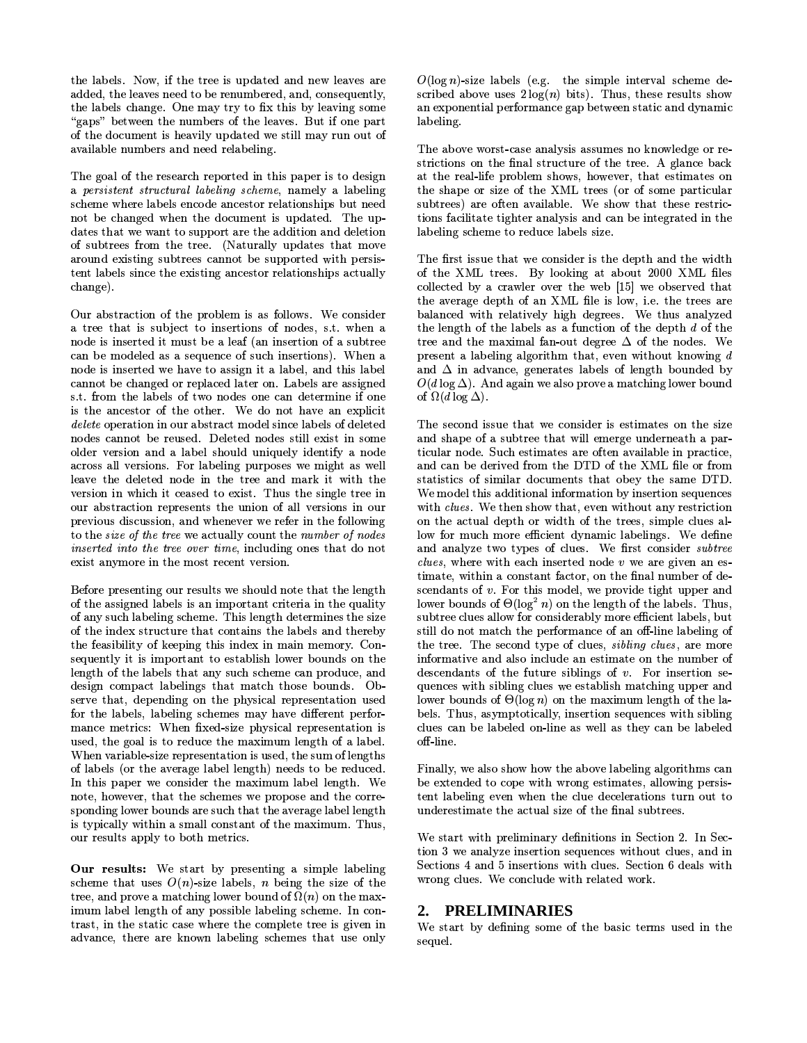the labels. Now, if the tree is updated and new leaves are added, the leaves need to be renumbered, and, consequently, the labels change. One may try to fix this by leaving some "gaps" between the numbers of the leaves. But if one part of the document is heavily updated we still may run out of available numbers and need relabeling.

The goal of the research reported in this paper is to design a *persistent structural labeling scheme*, namely a labeling scheme where labels encode ancestor relationships but need not be changed when the document is updated. The updates that we want to support are the addition and deletion of subtrees from the tree. (Naturally updates that move around existing subtrees cannot be supported with persistent labels since the existing ancestor relationships actually change).

Our abstraction of the problem is as follows. We consider a tree that is subject to insertions of nodes, s.t. when a node is inserted it must be a leaf (an insertion of a subtree can be modeled as a sequence of such insertions). When a node is inserted we have to assign it a label, and this label cannot be changed or replaced later on. Labels are assigned s.t. from the labels of two nodes one can determine if one is the ancestor of the other. We do not have an explicit *delete* operation in our abstract model since labels of deleted nodes cannot be reused. Deleted nodes still exist in some older version and a label should uniquely identify a node across all versions. For labeling purposes we might as well leave the deleted node in the tree and mark it with the version in which it ceased to exist. Thus the single tree in our abstraction represents the union of all versions in our previous discussion, and whenever we refer in the following to the *size of the tree* we actually count the *number of nodes inserted into the tree over time*, including ones that do not exist anymore in the most recent version.

Before presenting our results we should note that the length of the assigned labels is an important criteria in the quality of any such labeling scheme. This length determines the size of the index structure that contains the labels and thereby the feasibility of keeping this index in main memory. Consequently it is important to establish lower bounds on the length of the labels that any such scheme can produce, and design compact labelings that match those bounds. Observe that, depending on the physical representation used for the labels, labeling schemes may have different performance metrics: When fixed-size physical representation is used, the goal is to reduce the maximum length of a label. When variable-size representation is used, the sum of lengths of labels (or the average label length) needs to be reduced. In this paper we consider the maximum label length. We note, however, that the schemes we propose and the corresponding lower bounds are such that the average label length is typically within a small constant of the maximum. Thus, our results apply to both metrics.

**Our results:** We start by presenting a simple labeling scheme that uses $O(n)$-size labels, $n$ being the size of the tree, and prove a matching lower bound of $\Omega(n)$ on the maximum label length of any possible labeling scheme. In contrast, in the static case where the complete tree is given in advance, there are known labeling schemes that use only $O(\log n)$-size labels (e.g. the simple interval scheme described above uses $2\log(n)$ bits). Thus, these results show an exponential performance gap between static and dynamic labeling.

The above worst-case analysis assumes no knowledge or restrictions on the final structure of the tree. A glance back at the real-life problem shows, however, that estimates on the shape or size of the XML trees (or of some particular subtrees) are often available. We show that these restrictions facilitate tighter analysis and can be integrated in the labeling scheme to reduce labels size.

The first issue that we consider is the depth and the width of the XML trees. By looking at about 2000 XML files collected by a crawler over the web [15] we observed that the average depth of an XML file is low, i.e. the trees are balanced with relatively high degrees. We thus analyzed the length of the labels as a function of the depth $d$ of the tree and the maximal fan-out degree $\Delta$ of the nodes. We present a labeling algorithm that, even without knowing $d$ and $\Delta$ in advance, generates labels of length bounded by $O(d \log \Delta)$. And again we also prove a matching lower bound of $\Omega(d \log \Delta)$.

The second issue that we consider is estimates on the size and shape of a subtree that will emerge underneath a particular node. Such estimates are often available in practice, and can be derived from the DTD of the XML file or from statistics of similar documents that obey the same DTD. We model this additional information by insertion sequences with *clues*. We then show that, even without any restriction on the actual depth or width of the trees, simple clues allow for much more efficient dynamic labelings. We define and analyze two types of clues. We first consider *subtree clues*, where with each inserted node $v$ we are given an estimate, within a constant factor, on the final number of descendants of $v$. For this model, we provide tight upper and lower bounds of $\Theta(\log^2 n)$ on the length of the labels. Thus, subtree clues allow for considerably more efficient labels, but still do not match the performance of an off-line labeling of the tree. The second type of clues, *sibling clues*, are more informative and also include an estimate on the number of descendants of the future siblings of $v$. For insertion sequences with sibling clues we establish matching upper and lower bounds of $\Theta(\log n)$ on the maximum length of the labels. Thus, asymptotically, insertion sequences with sibling clues can be labeled on-line as well as they can be labeled off-line.

Finally, we also show how the above labeling algorithms can be extended to cope with wrong estimates, allowing persistent labeling even when the clue decelerations turn out to underestimate the actual size of the final subtrees.

We start with preliminary definitions in Section 2. In Section 3 we analyze insertion sequences without clues, and in Sections 4 and 5 insertions with clues. Section 6 deals with wrong clues. We conclude with related work.

## 2. PRELIMINARIES

We start by defining some of the basic terms used in the sequel.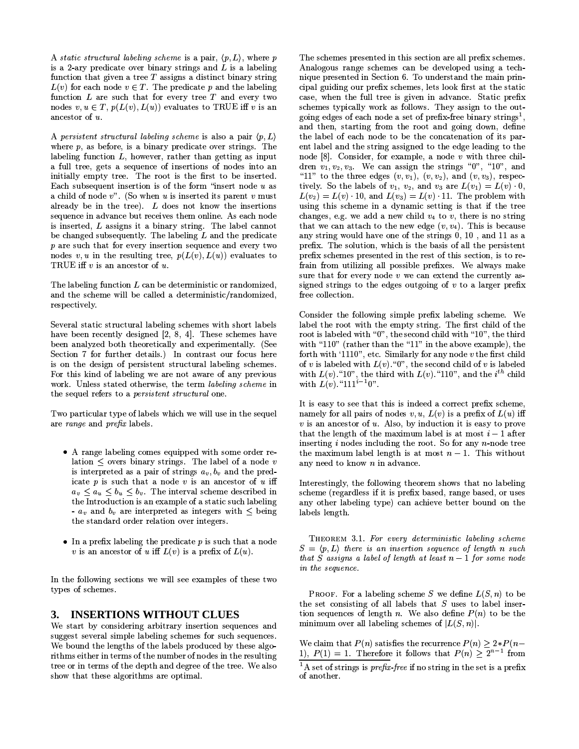A *static structural labeling scheme* is a pair, $\langle p, L\rangle$, where $p$ is a 2-ary predicate over binary strings and $L$ is a labeling function that given a tree $T$ assigns a distinct binary string $L(v)$ for each node $v \in T$. The predicate $p$ and the labeling function $L$ are such that for every tree $T$ and every two nodes $v, u \in T$, $p(L(v), L(u))$ evaluates to TRUE iff $v$ is an ancestor of $u$.

A *persistent structural labeling scheme* is also a pair $\langle p, L\rangle$ where $p$, as before, is a binary predicate over strings. The labeling function $L$, however, rather than getting as input a full tree, gets a sequence of insertions of nodes into an initially empty tree. The root is the first to be inserted. Each subsequent insertion is of the form "insert node $u$ as a child of node $v$". (So when $u$ is inserted its parent $v$ must already be in the tree). $L$ does not know the insertions sequence in advance but receives them online. As each node is inserted, $L$ assigns it a binary string. The label cannot be changed subsequently. The labeling $L$ and the predicate $p$ are such that for every insertion sequence and every two nodes $v, u$ in the resulting tree, $p(L(v), L(u))$ evaluates to TRUE iff $v$ is an ancestor of $u$.

The labeling function $L$ can be deterministic or randomized, and the scheme will be called a deterministic/randomized, respectively.

Several static structural labeling schemes with short labels have been recently designed [2, 8, 4]. These schemes have been analyzed both theoretically and experimentally. (See Section 7 for further details.) In contrast our focus here is on the design of persistent structural labeling schemes. For this kind of labeling we are not aware of any previous work. Unless stated otherwise, the term *labeling scheme* in the sequel refers to a *persistent structural* one.

Two particular type of labels which we will use in the sequel are *range* and *prefix* labels.

- A range labeling comes equipped with some order relation $\leq$ overs binary strings. The label of a node $v$ is interpreted as a pair of strings $a_v, b_v$ and the predicate $p$ is such that a node $v$ is an ancestor of $u$ iff $a_v \leq a_u \leq b_u \leq b_v$. The interval scheme described in the Introduction is an example of a static such labeling - $a_v$ and $b_v$ are interpreted as integers with $\leq$ being the standard order relation over integers.
- In a prefix labeling the predicate $p$ is such that a node $v$ is an ancestor of $u$ iff $L(v)$ is a prefix of $L(u)$.

In the following sections we will see examples of these two types of schemes.

## 3. INSERTIONS WITHOUT CLUES

We start by considering arbitrary insertion sequences and suggest several simple labeling schemes for such sequences. We bound the lengths of the labels produced by these algorithms either in terms of the number of nodes in the resulting tree or in terms of the depth and degree of the tree. We also show that these algorithms are optimal.

The schemes presented in this section are all prefix schemes. Analogous range schemes can be developed using a technique presented in Section 6. To understand the main principal guiding our prefix schemes, lets look first at the static case, when the full tree is given in advance. Static prefix schemes typically work as follows. They assign to the outgoing edges of each node a set of prefix-free binary strings[1], and then, starting from the root and going down, define the label of each node to be the concatenation of its parent label and the string assigned to the edge leading to the node [8]. Consider, for example, a node $v$ with three children $v_1, v_2, v_3$. We can assign the strings "0", "10", and "11" to the three edges $(v, v_1)$, $(v, v_2)$, and $(v, v_3)$, respectively. So the labels of $v_1$, $v_2$, and $v_3$ are $L(v_1) = L(v) \cdot 0$, $L(v_2) = L(v) \cdot 10$, and $L(v_3) = L(v) \cdot 11$. The problem with using this scheme in a dynamic setting is that if the tree changes, e.g. we add a new child $v_4$ to $v$, there is no string that we can attach to the new edge $(v, v_4)$. This is because any string would have one of the strings 0, 10 , and 11 as a prefix. The solution, which is the basis of all the persistent prefix schemes presented in the rest of this section, is to refrain from utilizing all possible prefixes. We always make sure that for every node $v$ we can extend the currently assigned strings to the edges outgoing of $v$ to a larger prefix free collection.

Consider the following simple prefix labeling scheme. We label the root with the empty string. The first child of the root is labeled with "0", the second child with "10", the third with "110" (rather than the "11" in the above example), the forth with '1110", etc. Similarly for any node $v$ the first child of $v$ is labeled with $L(v)$."0", the second child of $v$ is labeled with $L(v)$."10", the third with $L(v)$."110", and the $i^{th}$ child with $L(v)$."$111^{i-1}0$".

It is easy to see that this is indeed a correct prefix scheme, namely for all pairs of nodes $v, u$, $L(v)$ is a prefix of $L(u)$ iff $v$ is an ancestor of $u$. Also, by induction it is easy to prove that the length of the maximum label is at most $i - 1$ after inserting $i$ nodes including the root. So for any $n$-node tree the maximum label length is at most $n - 1$. This without any need to know $n$ in advance.

Interestingly, the following theorem shows that no labeling scheme (regardless if it is prefix based, range based, or uses any other labeling type) can achieve better bound on the labels length.

THEOREM 3.1. *For every deterministic labeling scheme $S = \langle p, L\rangle$ there is an insertion sequence of length $n$ such that $S$ assigns a label of length at least $n - 1$ for some node in the sequence.*

PROOF. For a labeling scheme $S$ we define $L(S, n)$ to be the set consisting of all labels that $S$ uses to label insertion sequences of length $n$. We also define $P(n)$ to be the minimum over all labeling schemes of $|L(S, n)|$.

We claim that $P(n)$ satisfies the recurrence $P(n) \geq 2 * P(n-1)$, $P(1) = 1$. Therefore it follows that $P(n) \geq 2^{n-1}$ from

[1] A set of strings is *prefix-free* if no string in the set is a prefix of another.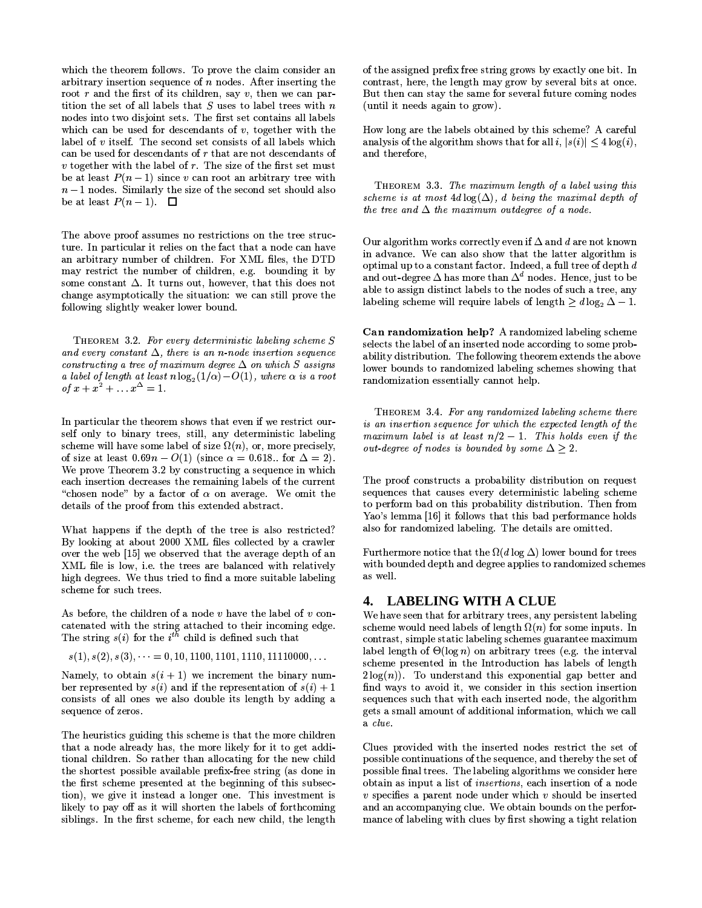which the theorem follows. To prove the claim consider an arbitrary insertion sequence of $n$ nodes. After inserting the root $r$ and the first of its children, say $v$, then we can partition the set of all labels that $S$ uses to label trees with $n$ nodes into two disjoint sets. The first set contains all labels which can be used for descendants of $v$, together with the label of $v$ itself. The second set consists of all labels which can be used for descendants of $r$ that are not descendants of $v$ together with the label of $r$. The size of the first set must be at least $P(n-1)$ since $v$ can root an arbitrary tree with $n-1$ nodes. Similarly the size of the second set should also be at least $P(n-1)$. □

The above proof assumes no restrictions on the tree structure. In particular it relies on the fact that a node can have an arbitrary number of children. For XML files, the DTD may restrict the number of children, e.g. bounding it by some constant $\Delta$. It turns out, however, that this does not change asymptotically the situation: we can still prove the following slightly weaker lower bound.

THEOREM 3.2. *For every deterministic labeling scheme $S$ and every constant $\Delta$, there is an $n$-node insertion sequence constructing a tree of maximum degree $\Delta$ on which $S$ assigns a label of length at least $n \log_2(1/\alpha) - O(1)$, where $\alpha$ is a root of $x + x^2 + \ldots x^\Delta = 1$.*

In particular the theorem shows that even if we restrict ourself only to binary trees, still, any deterministic labeling scheme will have some label of size $\Omega(n)$, or, more precisely, of size at least $0.69n - O(1)$ (since $\alpha = 0.618..$ for $\Delta = 2$). We prove Theorem 3.2 by constructing a sequence in which each insertion decreases the remaining labels of the current "chosen node" by a factor of $\alpha$ on average. We omit the details of the proof from this extended abstract.

What happens if the depth of the tree is also restricted? By looking at about 2000 XML files collected by a crawler over the web [15] we observed that the average depth of an XML file is low, i.e. the trees are balanced with relatively high degrees. We thus tried to find a more suitable labeling scheme for such trees.

As before, the children of a node $v$ have the label of $v$ concatenated with the string attached to their incoming edge. The string $s(i)$ for the $i^{th}$ child is defined such that

$$s(1), s(2), s(3), \cdots = 0, 10, 1100, 1101, 1110, 11110000, \ldots$$

Namely, to obtain $s(i+1)$ we increment the binary number represented by $s(i)$ and if the representation of $s(i)+1$ consists of all ones we also double its length by adding a sequence of zeros.

The heuristics guiding this scheme is that the more children that a node already has, the more likely for it to get additional children. So rather than allocating for the new child the shortest possible available prefix-free string (as done in the first scheme presented at the beginning of this subsection), we give it instead a longer one. This investment is likely to pay off as it will shorten the labels of forthcoming siblings. In the first scheme, for each new child, the length of the assigned prefix free string grows by exactly one bit. In contrast, here, the length may grow by several bits at once. But then can stay the same for several future coming nodes (until it needs again to grow).

How long are the labels obtained by this scheme? A careful analysis of the algorithm shows that for all $i$, $|s(i)| \leq 4 \log(i)$, and therefore,

THEOREM 3.3. *The maximum length of a label using this scheme is at most $4d \log(\Delta)$, $d$ being the maximal depth of the tree and $\Delta$ the maximum outdegree of a node.*

Our algorithm works correctly even if $\Delta$ and $d$ are not known in advance. We can also show that the latter algorithm is optimal up to a constant factor. Indeed, a full tree of depth $d$ and out-degree $\Delta$ has more than $\Delta^d$ nodes. Hence, just to be able to assign distinct labels to the nodes of such a tree, any labeling scheme will require labels of length $\geq d \log_2 \Delta - 1$.

**Can randomization help?** A randomized labeling scheme selects the label of an inserted node according to some probability distribution. The following theorem extends the above lower bounds to randomized labeling schemes showing that randomization essentially cannot help.

THEOREM 3.4. *For any randomized labeling scheme there is an insertion sequence for which the expected length of the maximum label is at least $n/2 - 1$. This holds even if the out-degree of nodes is bounded by some $\Delta \geq 2$.*

The proof constructs a probability distribution on request sequences that causes every deterministic labeling scheme to perform bad on this probability distribution. Then from Yao's lemma [16] it follows that this bad performance holds also for randomized labeling. The details are omitted.

Furthermore notice that the $\Omega(d \log \Delta)$ lower bound for trees with bounded depth and degree applies to randomized schemes as well.

## 4. LABELING WITH A CLUE

We have seen that for arbitrary trees, any persistent labeling scheme would need labels of length $\Omega(n)$ for some inputs. In contrast, simple static labeling schemes guarantee maximum label length of $\Theta(\log n)$ on arbitrary trees (e.g. the interval scheme presented in the Introduction has labels of length $2\log(n)$). To understand this exponential gap better and find ways to avoid it, we consider in this section insertion sequences such that with each inserted node, the algorithm gets a small amount of additional information, which we call a *clue*.

Clues provided with the inserted nodes restrict the set of possible continuations of the sequence, and thereby the set of possible final trees. The labeling algorithms we consider here obtain as input a list of *insertions*, each insertion of a node $v$ specifies a parent node under which $v$ should be inserted and an accompanying clue. We obtain bounds on the performance of labeling with clues by first showing a tight relation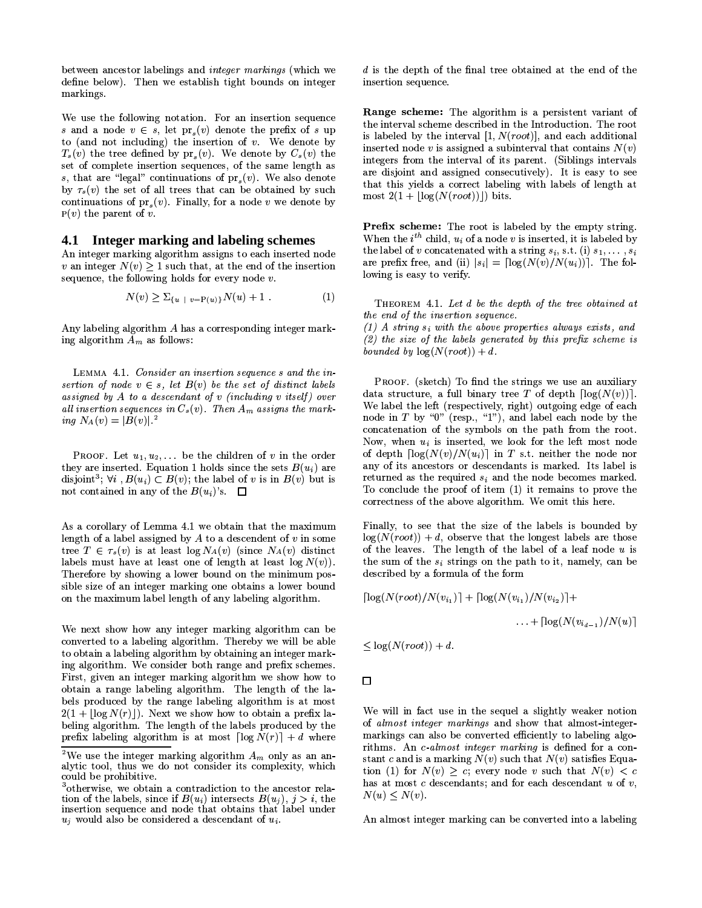between ancestor labelings and *integer markings* (which we define below). Then we establish tight bounds on integer markings.

We use the following notation. For an insertion sequence $s$ and a node $v \in s$, let $\mathrm{pr}_s(v)$ denote the prefix of $s$ up to (and not including) the insertion of $v$. We denote by $T_s(v)$ the tree defined by $\mathrm{pr}_s(v)$. We denote by $C_s(v)$ the set of complete insertion sequences, of the same length as $s$, that are "legal" continuations of $\mathrm{pr}_s(v)$. We also denote by $\tau_s(v)$ the set of all trees that can be obtained by such continuations of $\mathrm{pr}_s(v)$. Finally, for a node $v$ we denote by $\mathrm{P}(v)$ the parent of $v$.

## 4.1 Integer marking and labeling schemes

An integer marking algorithm assigns to each inserted node $v$ an integer $N(v) \geq 1$ such that, at the end of the insertion sequence, the following holds for every node $v$.

$$N(v) \geq \Sigma_{\{u \ | \ v=\mathrm{P}(u)\}} N(u) + 1 \ . \tag{1}$$

Any labeling algorithm $A$ has a corresponding integer marking algorithm $A_m$ as follows:

LEMMA 4.1. *Consider an insertion sequence $s$ and the insertion of node $v \in s$, let $B(v)$ be the set of distinct labels assigned by $A$ to a descendant of $v$ (including $v$ itself) over all insertion sequences in $C_s(v)$. Then $A_m$ assigns the marking $N_A(v) = |B(v)|$.*[2]

PROOF. Let $u_1, u_2, \ldots$ be the children of $v$ in the order they are inserted. Equation 1 holds since the sets $B(u_i)$ are disjoint[3]; $\forall i$, $B(u_i) \subset B(v)$; the label of $v$ is in $B(v)$ but is not contained in any of the $B(u_i)$'s. □

As a corollary of Lemma 4.1 we obtain that the maximum length of a label assigned by $A$ to a descendent of $v$ in some tree $T \in \tau_s(v)$ is at least $\log N_A(v)$ (since $N_A(v)$ distinct labels must have at least one of length at least $\log N(v)$). Therefore by showing a lower bound on the minimum possible size of an integer marking one obtains a lower bound on the maximum label length of any labeling algorithm.

We next show how any integer marking algorithm can be converted to a labeling algorithm. Thereby we will be able to obtain a labeling algorithm by obtaining an integer marking algorithm. We consider both range and prefix schemes. First, given an integer marking algorithm we show how to obtain a range labeling algorithm. The length of the labels produced by the range labeling algorithm is at most $2(1 + \lfloor \log N(r) \rfloor)$. Next we show how to obtain a prefix labeling algorithm. The length of the labels produced by the prefix labeling algorithm is at most $\lceil \log N(r) \rceil + d$ where $d$ is the depth of the final tree obtained at the end of the insertion sequence.

**Range scheme:** The algorithm is a persistent variant of the interval scheme described in the Introduction. The root is labeled by the interval $[1, N(root)]$, and each additional inserted node $v$ is assigned a subinterval that contains $N(v)$ integers from the interval of its parent. (Siblings intervals are disjoint and assigned consecutively). It is easy to see that this yields a correct labeling with labels of length at most $2(1 + \lfloor \log(N(root)) \rfloor)$ bits.

**Prefix scheme:** The root is labeled by the empty string. When the $i^{th}$ child, $u_i$ of a node $v$ is inserted, it is labeled by the label of $v$ concatenated with a string $s_i$, s.t. (i) $s_1, \ldots, s_i$ are prefix free, and (ii) $|s_i| = \lceil \log(N(v)/N(u_i)) \rceil$. The following is easy to verify.

THEOREM 4.1. *Let $d$ be the depth of the tree obtained at the end of the insertion sequence.*
*(1) A string $s_i$ with the above properties always exists, and (2) the size of the labels generated by this prefix scheme is bounded by $\log(N(root)) + d$.*

PROOF. (sketch) To find the strings we use an auxiliary data structure, a full binary tree $T$ of depth $\lceil \log(N(v)) \rceil$. We label the left (respectively, right) outgoing edge of each node in $T$ by "0" (resp., "1"), and label each node by the concatenation of the symbols on the path from the root. Now, when $u_i$ is inserted, we look for the left most node of depth $\lceil \log(N(v)/N(u_i)) \rceil$ in $T$ s.t. neither the node nor any of its ancestors or descendants is marked. Its label is returned as the required $s_i$ and the node becomes marked. To conclude the proof of item (1) it remains to prove the correctness of the above algorithm. We omit this here.

Finally, to see that the size of the labels is bounded by $\log(N(root)) + d$, observe that the longest labels are those of the leaves. The length of the label of a leaf node $u$ is the sum of the $s_i$ strings on the path to it, namely, can be described by a formula of the form

$$\lceil \log(N(root)/N(v_{i_1}) \rceil + \lceil \log(N(v_{i_1})/N(v_{i_2}) \rceil + \ldots + \lceil \log(N(v_{i_{d-1}})/N(u) \rceil$$

$$\leq \log(N(root)) + d.$$

□

We will in fact use in the sequel a slightly weaker notion of *almost integer markings* and show that almost-integer-markings can also be converted efficiently to labeling algorithms. An *c-almost integer marking* is defined for a constant $c$ and is a marking $N(v)$ such that $N(v)$ satisfies Equation (1) for $N(v) \geq c$; every node $v$ such that $N(v) < c$ has at most $c$ descendants; and for each descendant $u$ of $v$, $N(u) \leq N(v)$.

An almost integer marking can be converted into a labeling

---

[2] We use the integer marking algorithm $A_m$ only as an analytic tool, thus we do not consider its complexity, which could be prohibitive.

[3] otherwise, we obtain a contradiction to the ancestor relation of the labels, since if $B(u_i)$ intersects $B(u_j)$, $j > i$, the insertion sequence and node that obtains that label under $u_j$ would also be considered a descendant of $u_i$.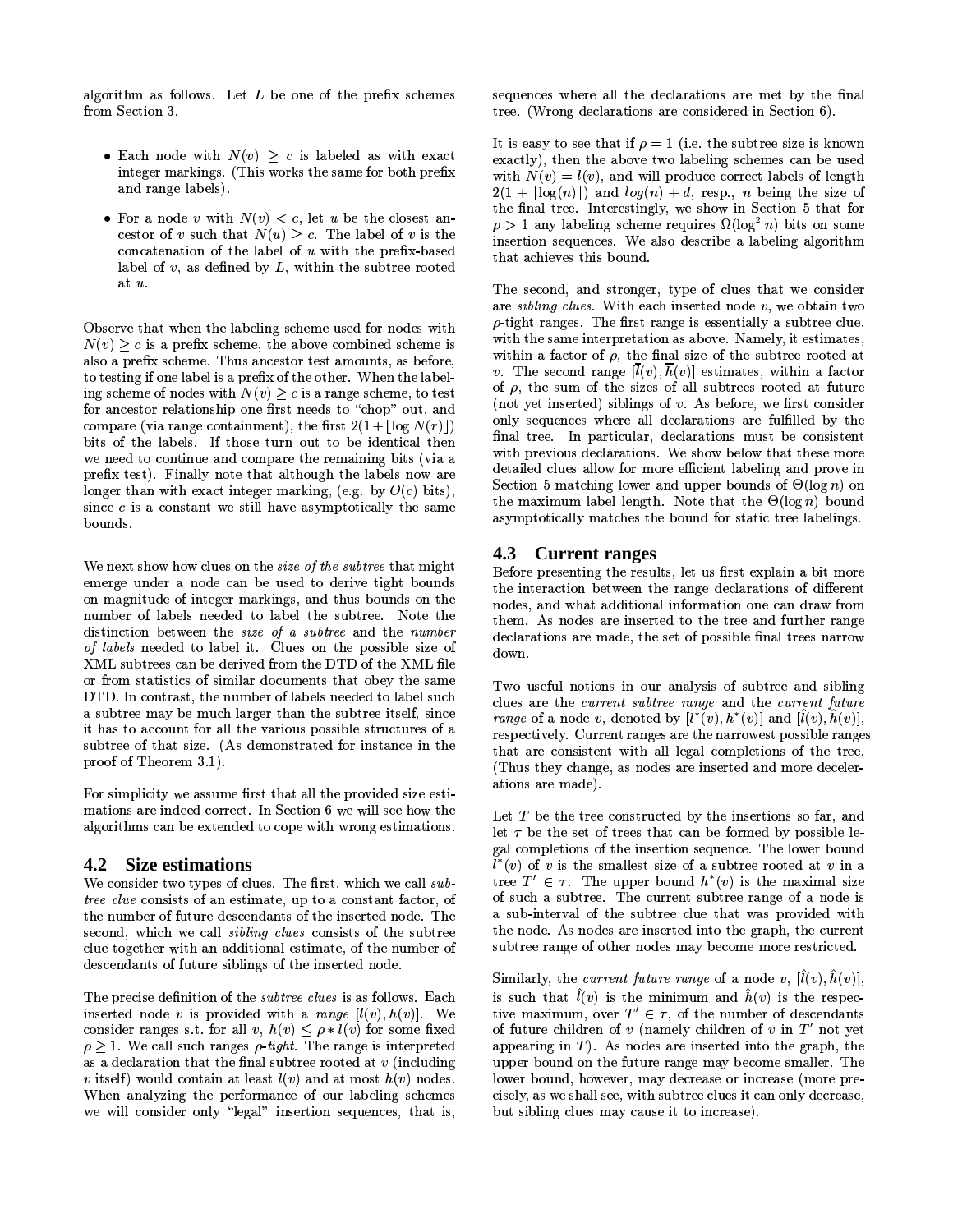algorithm as follows. Let $L$ be one of the prefix schemes from Section 3.

- Each node with $N(v) \geq c$ is labeled as with exact integer markings. (This works the same for both prefix and range labels).
- For a node $v$ with $N(v) < c$, let $u$ be the closest ancestor of $v$ such that $N(u) \geq c$. The label of $v$ is the concatenation of the label of $u$ with the prefix-based label of $v$, as defined by $L$, within the subtree rooted at $u$.

Observe that when the labeling scheme used for nodes with $N(v) \geq c$ is a prefix scheme, the above combined scheme is also a prefix scheme. Thus ancestor test amounts, as before, to testing if one label is a prefix of the other. When the labeling scheme of nodes with $N(v) \geq c$ is a range scheme, to test for ancestor relationship one first needs to "chop" out, and compare (via range containment), the first $2(1+\lfloor \log N(r) \rfloor)$ bits of the labels. If those turn out to be identical then we need to continue and compare the remaining bits (via a prefix test). Finally note that although the labels now are longer than with exact integer marking, (e.g. by $O(c)$ bits), since $c$ is a constant we still have asymptotically the same bounds.

We next show how clues on the *size of the subtree* that might emerge under a node can be used to derive tight bounds on magnitude of integer markings, and thus bounds on the number of labels needed to label the subtree. Note the distinction between the *size of a subtree* and the *number of labels* needed to label it. Clues on the possible size of XML subtrees can be derived from the DTD of the XML file or from statistics of similar documents that obey the same DTD. In contrast, the number of labels needed to label such a subtree may be much larger than the subtree itself, since it has to account for all the various possible structures of a subtree of that size. (As demonstrated for instance in the proof of Theorem 3.1).

For simplicity we assume first that all the provided size estimations are indeed correct. In Section 6 we will see how the algorithms can be extended to cope with wrong estimations.

## 4.2 Size estimations

We consider two types of clues. The first, which we call *subtree clue* consists of an estimation, up to a constant factor, of the number of future descendants of the inserted node. The second, which we call *sibling clues* consists of the subtree clue together with an additional estimate, of the number of descendants of future siblings of the inserted node.

The precise definition of the *subtree clues* is as follows. Each inserted node $v$ is provided with a *range* $[l(v), h(v)]$. We consider ranges s.t. for all $v$, $h(v) \leq \rho * l(v)$ for some fixed $\rho \geq 1$. We call such ranges *$\rho$-tight*. The range is interpreted as a declaration that the final subtree rooted at $v$ (including $v$ itself) would contain at least $l(v)$ and at most $h(v)$ nodes. When analyzing the performance of our labeling schemes we will consider only "legal" insertion sequences, that is, sequences where all the declarations are met by the final tree. (Wrong declarations are considered in Section 6).

It is easy to see that if $\rho = 1$ (i.e. the subtree size is known exactly), then the above two labeling schemes can be used with $N(v) = l(v)$, and will produce correct labels of length $2(1 + \lfloor \log(n) \rfloor)$ and $log(n) + d$, resp., $n$ being the size of the final tree. Interestingly, we show in Section 5 that for $\rho > 1$ any labeling scheme requires $\Omega(\log^2 n)$ bits on some insertion sequences. We also describe a labeling algorithm that achieves this bound.

The second, and stronger, type of clues that we consider are *sibling clues*. With each inserted node $v$, we obtain two $\rho$-tight ranges. The first range is essentially a subtree clue, with the same interpretation as above. Namely, it estimates, within a factor of $\rho$, the final size of the subtree rooted at $v$. The second range $[\bar{l}(v), \bar{h}(v)]$ estimates, within a factor of $\rho$, the sum of the sizes of all subtrees rooted at future (not yet inserted) siblings of $v$. As before, we first consider only sequences where all declarations are fulfilled by the final tree. In particular, declarations must be consistent with previous declarations. We show below that these more detailed clues allow for more efficient labeling and prove in Section 5 matching lower and upper bounds of $\Theta(\log n)$ on the maximum label length. Note that the $\Theta(\log n)$ bound asymptotically matches the bound for static tree labelings.

## 4.3 Current ranges

Before presenting the results, let us first explain a bit more the interaction between the range declarations of different nodes, and what additional information one can draw from them. As nodes are inserted to the tree and further range declarations are made, the set of possible final trees narrow down.

Two useful notions in our analysis of subtree and sibling clues are the *current subtree range* and the *current future range* of a node $v$, denoted by $[l^*(v), h^*(v)]$ and $[\hat{l}(v), \hat{h}(v)]$, respectively. Current ranges are the narrowest possible ranges that are consistent with all legal completions of the tree. (Thus they change, as nodes are inserted and more decelerations are made).

Let $T$ be the tree constructed by the insertions so far, and let $\tau$ be the set of trees that can be formed by possible legal completions of the insertion sequence. The lower bound $l^*(v)$ of $v$ is the smallest size of a subtree rooted at $v$ in a tree $T' \in \tau$. The upper bound $h^*(v)$ is the maximal size of such a subtree. The current subtree range of a node is a sub-interval of the subtree clue that was provided with the node. As nodes are inserted into the graph, the current subtree range of other nodes may become more restricted.

Similarly, the *current future range* of a node $v$, $[\hat{l}(v), \hat{h}(v)]$, is such that $\hat{l}(v)$ is the minimum and $\hat{h}(v)$ is the respective maximum, over $T' \in \tau$, of the number of descendants of future children of $v$ (namely children of $v$ in $T'$ not yet appearing in $T$). As nodes are inserted into the graph, the upper bound on the future range may become smaller. The lower bound, however, may decrease or increase (more precisely, as we shall see, with subtree clues it can only decrease, but sibling clues may cause it to increase).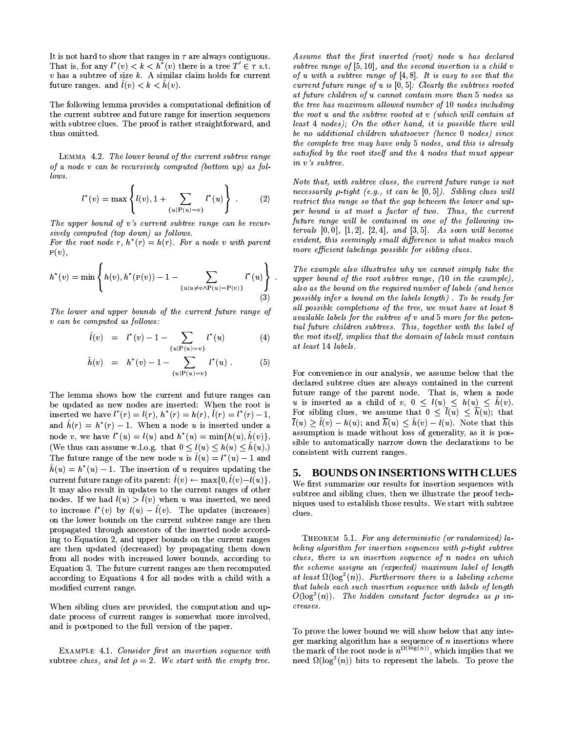It is not hard to show that ranges in $\tau$ are always contiguous. That is, for any $l^*(v) < k < h^*(v)$ there is a tree $T' \in \tau$ s.t. $v$ has a subtree of size $k$. A similar claim holds for current future ranges. and $\hat{l}(v) < k < \hat{h}(v)$.

The following lemma provides a computational definition of the current subtree and future range for insertion sequences with subtree clues. The proof is rather straightforward, and thus omitted.

LEMMA 4.2. *The lower bound of the current subtree range of a node $v$ can be recursively computed (bottom up) as follows.*

$$l^*(v) = \max\left\{ l(v), 1 + \sum_{\{u|\mathrm{P}(u)=v\}} l^*(u) \right\}. \qquad (2)$$

*The upper bound of $v$'s current subtree range can be recursively computed (top down) as follows.*
*For the root node $r$, $h^*(r) = h(r)$. For a node $v$ with parent $\mathrm{P}(v)$,*

$$h^*(v) = \min\left\{ h(v), h^*(\mathrm{P}(v)) - 1 - \sum_{\{u|u\neq v \wedge \mathrm{P}(u)=\mathrm{P}(v)\}} l^*(u) \right\}. \qquad (3)$$

*The lower and upper bounds of the current future range of $v$ can be computed as follows:*

$$\hat{l}(v) = l^*(v) - 1 - \sum_{\{u|\mathrm{P}(u)=v\}} l^*(u) \qquad (4)$$

$$\hat{h}(v) = h^*(v) - 1 - \sum_{\{u|\mathrm{P}(u)=v\}} l^*(u). \qquad (5)$$

The lemma shows how the current and future ranges can be updated as new nodes are inserted: When the root is inserted we have $l^*(r) = l(r)$, $h^*(r) = h(r)$, $\hat{l}(r) = l^*(r) - 1$, and $\hat{h}(r) = h^*(r) - 1$. When a node $u$ is inserted under a node $v$, we have $l^*(u) = l(u)$ and $h^*(u) = \min\{h(u), \hat{h}(v)\}$. (We thus can assume w.l.o.g. that $0 \le l(u) \le h(u) \le \hat{h}(u)$.) The future range of the new node $u$ is $\hat{l}(u) = l^*(u) - 1$ and $\hat{h}(u) = h^*(u) - 1$. The insertion of $u$ requires updating the current future range of its parent: $\hat{l}(v) \leftarrow \max\{0, \hat{l}(v) - l(u)\}$. It may also result in updates to the current ranges of other nodes. If we had $l(u) > \hat{l}(v)$ when $u$ was inserted, we need to increase $l^*(v)$ by $l(u) - \hat{l}(v)$. The updates (increases) on the lower bounds on the current subtree range are then propagated through ancestors of the inserted node according to Equation 2, and upper bounds on the current ranges are then updated (decreased) by propagating them down from all nodes with increased lower bounds, according to Equation 3. The future current ranges are then recomputed according to Equations 4 for all nodes with a child with a modified current range.

When sibling clues are provided, the computation and update process of current ranges is somewhat more involved, and is postponed to the full version of the paper.

EXAMPLE 4.1. *Consider first an insertion sequence with subtree clues, and let $\rho = 2$. We start with the empty tree. Assume that the first inserted (root) node $u$ has declared subtree range of $[5, 10]$, and the second insertion is a child $v$ of $u$ with a subtree range of $[4, 8]$. It is easy to see that the current future range of $u$ is $[0, 5]$: Clearly the subtrees rooted at future children of $u$ cannot contain more than 5 nodes as the tree has maximum allowed number of 10 nodes including the root $u$ and the subtree rooted at $v$ (which will contain at least 4 nodes); On the other hand, it is possible there will be no additional children whatsoever (hence 0 nodes) since the complete tree may have only 5 nodes, and this is already satisfied by the root itself and the 4 nodes that must appear in $v$'s subtree.*

*Note that, with subtree clues, the current future range is not necessarily $\rho$-tight (e.g., it can be $[0, 5]$). Sibling clues will restrict this range so that the gap between the lower and upper bound is at most a factor of two. Thus, the current future range will be contained in one of the following intervals $[0, 0]$, $[1, 2]$, $[2, 4]$, and $[3, 5]$. As soon will become evident, this seemingly small difference is what makes much more efficient labelings possible for sibling clues.*

*The example also illustrates why we cannot simply take the upper bound of the root subtree range, (10 in the example), also as the bound on the required number of labels (and hence possibly infer a bound on the labels length) . To be ready for all possible completions of the tree, we must have at least 8 available labels for the subtree of $v$ and 5 more for the potential future children subtrees. This, together with the label of the root itself, implies that the domain of labels must contain at least 14 labels.*

For convenience in our analysis, we assume below that the declared subtree clues are always contained in the current future range of the parent node. That is, when a node $u$ is inserted as a child of $v$, $0 \le l(u) \le h(u) \le \hat{h}(v)$. For sibling clues, we assume that $0 \le \overline{l}(u) \le \overline{h}(u)$; that $\overline{l}(u) \ge \hat{l}(v) - h(u)$; and $\overline{h}(u) \le \hat{h}(v) - l(u)$. Note that this assumption is made without loss of generality, as it is possible to automatically narrow down the declarations to be consistent with current ranges.

## 5. BOUNDS ON INSERTIONS WITH CLUES

We first summarize our results for insertion sequences with subtree and sibling clues, then we illustrate the proof techniques used to establish those results. We start with subtree clues.

THEOREM 5.1. *For any deterministic (or randomized) labeling algorithm for insertion sequences with $\rho$-tight subtree clues, there is an insertion sequence of $n$ nodes on which the scheme assigns an (expected) maximum label of length at least $\Omega(\log^2(n))$. Furthermore there is a labeling scheme that labels each such insertion sequence with labels of length $O(\log^2(n))$. The hidden constant factor degrades as $\rho$ increases.*

To prove the lower bound we will show below that any integer marking algorithm has a sequence of $n$ insertions where the mark of the root node is $n^{\Omega(\log(n))}$, which implies that we need $\Omega(\log^2(n))$ bits to represent the labels. To prove the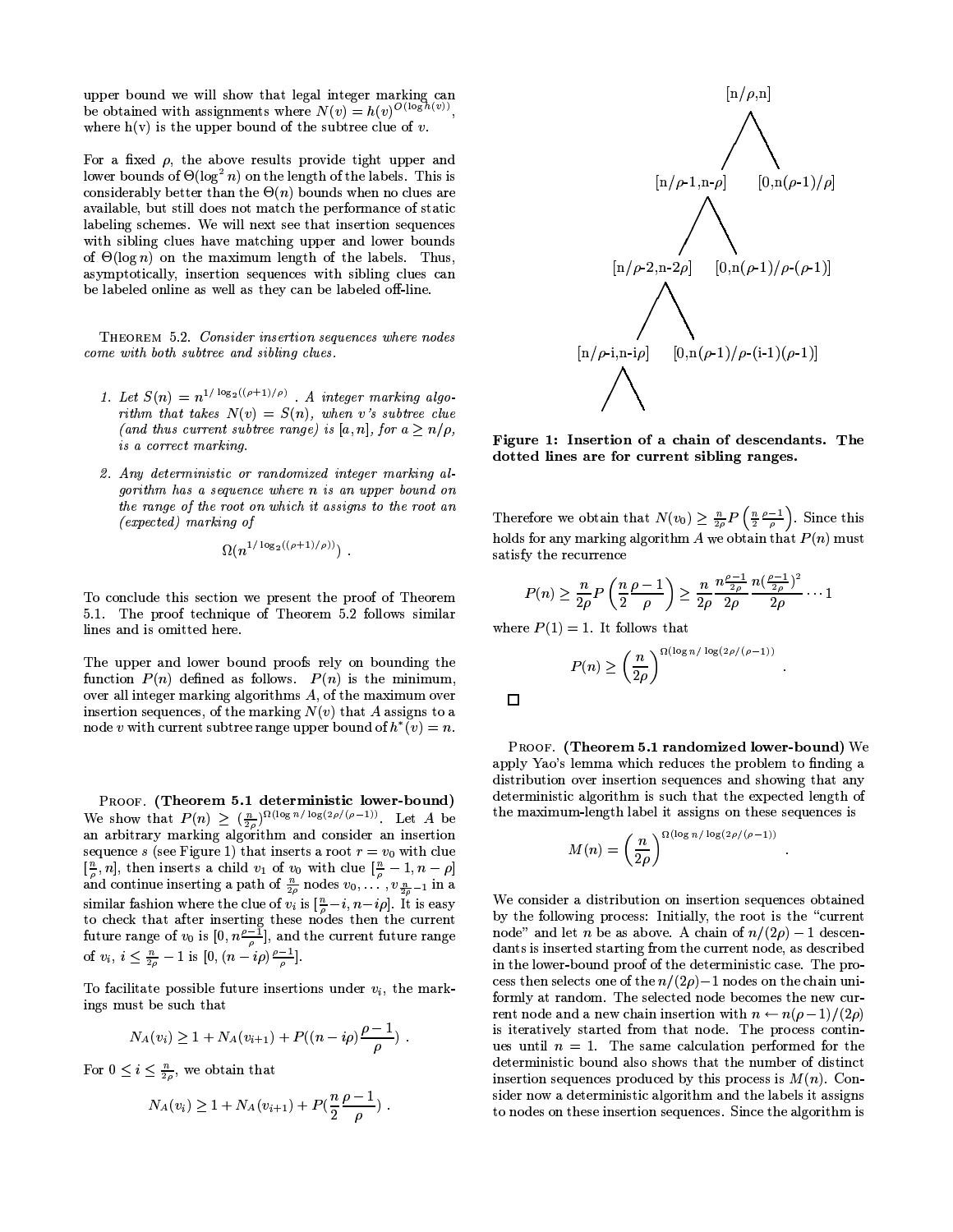upper bound we will show that legal integer marking can be obtained with assignments where $N(v) = h(v)^{O(\log h(v))}$, where h(v) is the upper bound of the subtree clue of $v$.

For a fixed $\rho$, the above results provide tight upper and lower bounds of $\Theta(\log^2 n)$ on the length of the labels. This is considerably better than the $\Theta(n)$ bounds when no clues are available, but still does not match the performance of static labeling schemes. We will next see that insertion sequences with sibling clues have matching upper and lower bounds of $\Theta(\log n)$ on the maximum length of the labels. Thus, asymptotically, insertion sequences with sibling clues can be labeled online as well as they can be labeled off-line.

Theorem 5.2. *Consider insertion sequences where nodes come with both subtree and sibling clues.*

1. *Let $S(n) = n^{1/\log_2((\rho+1)/\rho)}$. A integer marking algorithm that takes $N(v) = S(n)$, when $v$'s subtree clue (and thus current subtree range) is $[a, n]$, for $a \geq n/\rho$, is a correct marking.*
2. *Any deterministic or randomized integer marking algorithm has a sequence where $n$ is an upper bound on the range of the root on which it assigns to the root an (expected) marking of*

$$\Omega(n^{1/\log_2((\rho+1)/\rho)}) .$$

To conclude this section we present the proof of Theorem 5.1. The proof technique of Theorem 5.2 follows similar lines and is omitted here.

The upper and lower bound proofs rely on bounding the function $P(n)$ defined as follows. $P(n)$ is the minimum, over all integer marking algorithms $A$, of the maximum over insertion sequences, of the marking $N(v)$ that $A$ assigns to a node $v$ with current subtree range upper bound of $h^*(v) = n$.

Proof. **(Theorem 5.1 deterministic lower-bound)** We show that $P(n) \geq (\frac{n}{2\rho})^{\Omega(\log n/\log(2\rho/(\rho-1))}$. Let $A$ be an arbitrary marking algorithm and consider an insertion sequence $s$ (see Figure 1) that inserts a root $r = v_0$ with clue $[\frac{n}{\rho}, n]$, then inserts a child $v_1$ of $v_0$ with clue $[\frac{n}{\rho} - 1, n - \rho]$ and continue inserting a path of $\frac{n}{2\rho}$ nodes $v_0, \ldots, v_{\frac{n}{2\rho}-1}$ in a similar fashion where the clue of $v_i$ is $[\frac{n}{\rho} - i, n - i\rho]$. It is easy to check that after inserting these nodes then the current future range of $v_0$ is $[0, n\frac{\rho-1}{\rho}]$, and the current future range of $v_i$, $i \leq \frac{n}{2\rho} - 1$ is $[0, (n - i\rho)\frac{\rho-1}{\rho}]$.

To facilitate possible future insertions under $v_i$, the markings must be such that

$$N_A(v_i) \geq 1 + N_A(v_{i+1}) + P((n - i\rho)\frac{\rho - 1}{\rho}) .$$

For $0 \leq i \leq \frac{n}{2\rho}$, we obtain that

$$N_A(v_i) \geq 1 + N_A(v_{i+1}) + P(\frac{n}{2}\frac{\rho - 1}{\rho}) .$$

[n/ρ,n]

[n/ρ-1,n-ρ] [0,n(ρ-1)/ρ]

[n/ρ-2,n-2ρ] [0,n(ρ-1)/ρ-(ρ-1)]

[n/ρ-i,n-iρ] [0,n(ρ-1)/ρ-(i-1)(ρ-1)]

**Figure 1: Insertion of a chain of descendants. The dotted lines are for current sibling ranges.**

Therefore we obtain that $N(v_0) \geq \frac{n}{2\rho} P\left(\frac{n}{2}\frac{\rho-1}{\rho}\right)$. Since this holds for any marking algorithm $A$ we obtain that $P(n)$ must satisfy the recurrence

$$P(n) \geq \frac{n}{2\rho} P\left(\frac{n}{2}\frac{\rho - 1}{\rho}\right) \geq \frac{n}{2\rho}\frac{n\frac{\rho-1}{2\rho}}{2\rho}\frac{n(\frac{\rho-1}{2\rho})^2}{2\rho}\cdots 1$$

where $P(1) = 1$. It follows that

$$P(n) \geq \left(\frac{n}{2\rho}\right)^{\Omega(\log n/\log(2\rho/(\rho-1))} .$$

□

Proof. **(Theorem 5.1 randomized lower-bound)** We apply Yao's lemma which reduces the problem to finding a distribution over insertion sequences and showing that any deterministic algorithm is such that the expected length of the maximum-length label it assigns on these sequences is

$$M(n) = \left(\frac{n}{2\rho}\right)^{\Omega(\log n/\log(2\rho/(\rho-1))} .$$

We consider a distribution on insertion sequences obtained by the following process: Initially, the root is the "current node" and let $n$ be as above. A chain of $n/(2\rho) - 1$ descendants is inserted starting from the current node, as described in the lower-bound proof of the deterministic case. The process then selects one of the $n/(2\rho) - 1$ nodes on the chain uniformly at random. The selected node becomes the new current node and a new chain insertion with $n \leftarrow n(\rho - 1)/(2\rho)$ is iteratively started from that node. The process continues until $n = 1$. The same calculation performed for the deterministic bound also shows that the number of distinct insertion sequences produced by this process is $M(n)$. Consider now a deterministic algorithm and the labels it assigns to nodes on these insertion sequences. Since the algorithm is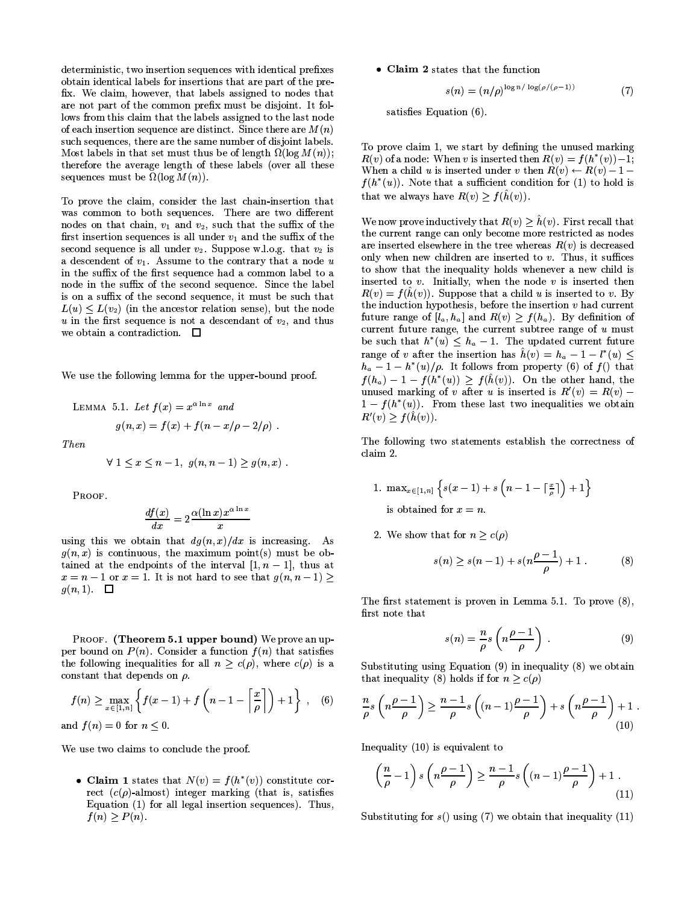deterministic, two insertion sequences with identical prefixes obtain identical labels for insertions that are part of the prefix. We claim, however, that labels assigned to nodes that are not part of the common prefix must be disjoint. It follows from this claim that the labels assigned to the last node of each insertion sequence are distinct. Since there are $M(n)$ such sequences, there are the same number of disjoint labels. Most labels in that set must thus be of length $\Omega(\log M(n))$; therefore the average length of these labels (over all these sequences must be $\Omega(\log M(n))$.

To prove the claim, consider the last chain-insertion that was common to both sequences. There are two different nodes on that chain, $v_1$ and $v_2$, such that the suffix of the first insertion sequences is all under $v_1$ and the suffix of the second sequence is all under $v_2$. Suppose w.l.o.g. that $v_2$ is a descendent of $v_1$. Assume to the contrary that a node $u$ in the suffix of the first sequence had a common label to a node in the suffix of the second sequence. Since the label is on a suffix of the second sequence, it must be such that $L(u) \leq L(v_2)$ (in the ancestor relation sense), but the node $u$ in the first sequence is not a descendant of $v_2$, and thus we obtain a contradiction. $\square$

We use the following lemma for the upper-bound proof.

LEMMA 5.1. *Let $f(x) = x^{\alpha \ln x}$ and*

$$g(n,x) = f(x) + f(n - x/\rho - 2/\rho) \ .$$

*Then*

$$\forall\ 1 \leq x \leq n-1,\ g(n,n-1) \geq g(n,x) \ .$$

PROOF.

$$\frac{df(x)}{dx} = 2\frac{\alpha(\ln x)x^{\alpha \ln x}}{x}$$

using this we obtain that $dg(n,x)/dx$ is increasing. As $g(n,x)$ is continuous, the maximum point(s) must be obtained at the endpoints of the interval $[1, n-1]$, thus at $x = n-1$ or $x = 1$. It is not hard to see that $g(n,n-1) \geq g(n,1)$. $\square$

PROOF. **(Theorem 5.1 upper bound)** We prove an upper bound on $P(n)$. Consider a function $f(n)$ that satisfies the following inequalities for all $n \geq c(\rho)$, where $c(\rho)$ is a constant that depends on $\rho$.

$$f(n) \geq \max_{x \in [1,n]} \left\{ f(x-1) + f\left(n - 1 - \left\lceil \frac{x}{\rho} \right\rceil\right) + 1 \right\} \ , \quad (6)$$

and $f(n) = 0$ for $n \leq 0$.

We use two claims to conclude the proof.

- **Claim 1** states that $N(v) = f(h^*(v))$ constitute correct ($c(\rho)$-almost) integer marking (that is, satisfies Equation (1) for all legal insertion sequences). Thus, $f(n) \geq P(n)$.
- **Claim 2** states that the function

$$s(n) = (n/\rho)^{\log n/\log(\rho/(\rho-1))} \quad (7)$$

satisfies Equation (6).

To prove claim 1, we start by defining the unused marking $R(v)$ of a node: When $v$ is inserted then $R(v) = f(h^*(v)) - 1$; When a child $u$ is inserted under $v$ then $R(v) \leftarrow R(v) - 1 - f(h^*(u))$. Note that a sufficient condition for (1) to hold is that we always have $R(v) \geq f(\hat{h}(v))$.

We now prove inductively that $R(v) \geq \hat{h}(v)$. First recall that the current range can only become more restricted as nodes are inserted elsewhere in the tree whereas $R(v)$ is decreased only when new children are inserted to $v$. Thus, it suffices to show that the inequality holds whenever a new child is inserted to $v$. Initially, when the node $v$ is inserted then $R(v) = f(\hat{h}(v))$. Suppose that a child $u$ is inserted to $v$. By the induction hypothesis, before the insertion $v$ had current future range of $[l_a, h_a]$ and $R(v) \geq f(h_a)$. By definition of current future range, the current subtree range of $u$ must be such that $h^*(u) \leq h_a - 1$. The updated current future range of $v$ after the insertion has $\hat{h}(v) = h_a - 1 - l^*(u) \leq h_a - 1 - h^*(u)/\rho$. It follows from property (6) of $f()$ that $f(h_a) - 1 - f(h^*(u)) \geq f(\hat{h}(v))$. On the other hand, the unused marking of $v$ after $u$ is inserted is $R'(v) = R(v) - 1 - f(h^*(u))$. From these last two inequalities we obtain $R'(v) \geq f(\hat{h}(v))$.

The following two statements establish the correctness of claim 2.

1. $\max_{x \in [1,n]} \left\{ s(x-1) + s\left(n - 1 - \lceil \frac{x}{\rho} \rceil\right) + 1 \right\}$

   is obtained for $x = n$.

2. We show that for $n \geq c(\rho)$

$$s(n) \geq s(n-1) + s(n\frac{\rho-1}{\rho}) + 1 \ . \quad (8)$$

The first statement is proven in Lemma 5.1. To prove (8), first note that

$$s(n) = \frac{n}{\rho} s\left(n\frac{\rho-1}{\rho}\right) \ . \quad (9)$$

Substituting using Equation (9) in inequality (8) we obtain that inequality (8) holds if for $n \geq c(\rho)$

$$\frac{n}{\rho} s\left(n\frac{\rho-1}{\rho}\right) \geq \frac{n-1}{\rho} s\left((n-1)\frac{\rho-1}{\rho}\right) + s\left(n\frac{\rho-1}{\rho}\right) + 1 \ . \quad (10)$$

Inequality (10) is equivalent to

$$\left(\frac{n}{\rho} - 1\right) s\left(n\frac{\rho-1}{\rho}\right) \geq \frac{n-1}{\rho} s\left((n-1)\frac{\rho-1}{\rho}\right) + 1 \ . \quad (11)$$

Substituting for $s()$ using (7) we obtain that inequality (11)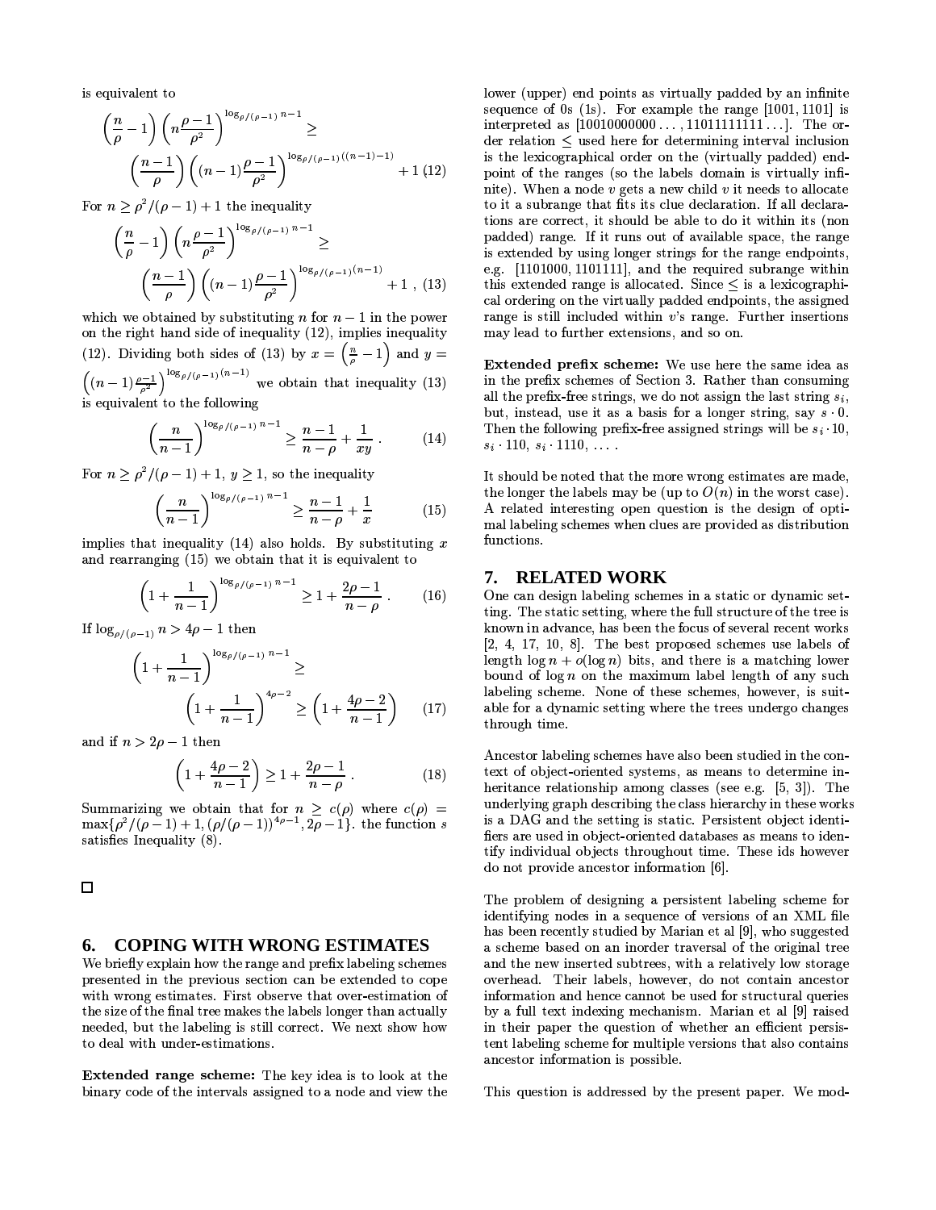is equivalent to

$$\left(\frac{n}{\rho}-1\right)\left(n\frac{\rho-1}{\rho^2}\right)^{\log_{\rho/(\rho-1)} n-1} \geq \left(\frac{n-1}{\rho}\right)\left((n-1)\frac{\rho-1}{\rho^2}\right)^{\log_{\rho/(\rho-1)}((n-1)-1)} + 1 \quad (12)$$

For $n \geq \rho^2/(\rho-1)+1$ the inequality

$$\left(\frac{n}{\rho}-1\right)\left(n\frac{\rho-1}{\rho^2}\right)^{\log_{\rho/(\rho-1)} n-1} \geq \left(\frac{n-1}{\rho}\right)\left((n-1)\frac{\rho-1}{\rho^2}\right)^{\log_{\rho/(\rho-1)}(n-1)} + 1\ , \quad (13)$$

which we obtained by substituting $n$ for $n-1$ in the power on the right hand side of inequality (12), implies inequality (12). Dividing both sides of (13) by $x = \left(\frac{n}{\rho}-1\right)$ and $y = \left((n-1)\frac{\rho-1}{\rho^2}\right)^{\log_{\rho/(\rho-1)}(n-1)}$ we obtain that inequality (13) is equivalent to the following

$$\left(\frac{n}{n-1}\right)^{\log_{\rho/(\rho-1)} n-1} \geq \frac{n-1}{n-\rho} + \frac{1}{xy}\ . \quad (14)$$

For $n \geq \rho^2/(\rho-1)+1$, $y \geq 1$, so the inequality

$$\left(\frac{n}{n-1}\right)^{\log_{\rho/(\rho-1)} n-1} \geq \frac{n-1}{n-\rho} + \frac{1}{x} \quad (15)$$

implies that inequality (14) also holds. By substituting $x$ and rearranging (15) we obtain that it is equivalent to

$$\left(1+\frac{1}{n-1}\right)^{\log_{\rho/(\rho-1)} n-1} \geq 1 + \frac{2\rho-1}{n-\rho}\ . \quad (16)$$

If $\log_{\rho/(\rho-1)} n > 4\rho - 1$ then

$$\left(1+\frac{1}{n-1}\right)^{\log_{\rho/(\rho-1)} n-1} \geq \left(1+\frac{1}{n-1}\right)^{4\rho-2} \geq \left(1+\frac{4\rho-2}{n-1}\right) \quad (17)$$

and if $n > 2\rho - 1$ then

$$\left(1+\frac{4\rho-2}{n-1}\right) \geq 1 + \frac{2\rho-1}{n-\rho}\ . \quad (18)$$

Summarizing we obtain that for $n \geq c(\rho)$ where $c(\rho) = \max\{\rho^2/(\rho-1)+1, (\rho/(\rho-1))^{4\rho-1}, 2\rho-1\}$. the function $s$ satisfies Inequality (8).

□

## 6. COPING WITH WRONG ESTIMATES

We briefly explain how the range and prefix labeling schemes presented in the previous section can be extended to cope with wrong estimates. First observe that over-estimation of the size of the final tree makes the labels longer than actually needed, but the labeling is still correct. We next show how to deal with under-estimations.

**Extended range scheme:** The key idea is to look at the binary code of the intervals assigned to a node and view the lower (upper) end points as virtually padded by an infinite sequence of 0s (1s). For example the range [1001, 1101] is interpreted as [10010000000 ..., 11011111111 ...]. The order relation $\leq$ used here for determining interval inclusion is the lexicographical order on the (virtually padded) endpoint of the ranges (so the labels domain is virtually infinite). When a node $v$ gets a new child $v$ it needs to allocate to it a subrange that fits its clue declaration. If all declarations are correct, it should be able to do it within its (non padded) range. If it runs out of available space, the range is extended by using longer strings for the range endpoints, e.g. [1101000, 1101111], and the required subrange within this extended range is allocated. Since $\leq$ is a lexicographical ordering on the virtually padded endpoints, the assigned range is still included within $v$'s range. Further insertions may lead to further extensions, and so on.

**Extended prefix scheme:** We use here the same idea as in the prefix schemes of Section 3. Rather than consuming all the prefix-free strings, we do not assign the last string $s_i$, but, instead, use it as a basis for a longer string, say $s \cdot 0$. Then the following prefix-free assigned strings will be $s_i \cdot 10$, $s_i \cdot 110$, $s_i \cdot 1110$, ... .

It should be noted that the more wrong estimates are made, the longer the labels may be (up to $O(n)$ in the worst case). A related interesting open question is the design of optimal labeling schemes when clues are provided as distribution functions.

## 7. RELATED WORK

One can design labeling schemes in a static or dynamic setting. The static setting, where the full structure of the tree is known in advance, has been the focus of several recent works [2, 4, 17, 10, 8]. The best proposed schemes use labels of length $\log n + o(\log n)$ bits, and there is a matching lower bound of $\log n$ on the maximum label length of any such labeling scheme. None of these schemes, however, is suitable for a dynamic setting where the trees undergo changes through time.

Ancestor labeling schemes have also been studied in the context of object-oriented systems, as means to determine inheritance relationship among classes (see e.g. [5, 3]). The underlying graph describing the class hierarchy in these works is a DAG and the setting is static. Persistent object identifiers are used in object-oriented databases as means to identify individual objects throughout time. These ids however do not provide ancestor information [6].

The problem of designing a persistent labeling scheme for identifying nodes in a sequence of versions of an XML file has been recently studied by Marian et al [9], who suggested a scheme based on an inorder traversal of the original tree and the new inserted subtrees, with a relatively low storage overhead. Their labels, however, do not contain ancestor information and hence cannot be used for structural queries by a full text indexing mechanism. Marian et al [9] raised in their paper the question of whether an efficient persistent labeling scheme for multiple versions that also contains ancestor information is possible.

This question is addressed by the present paper. We mod-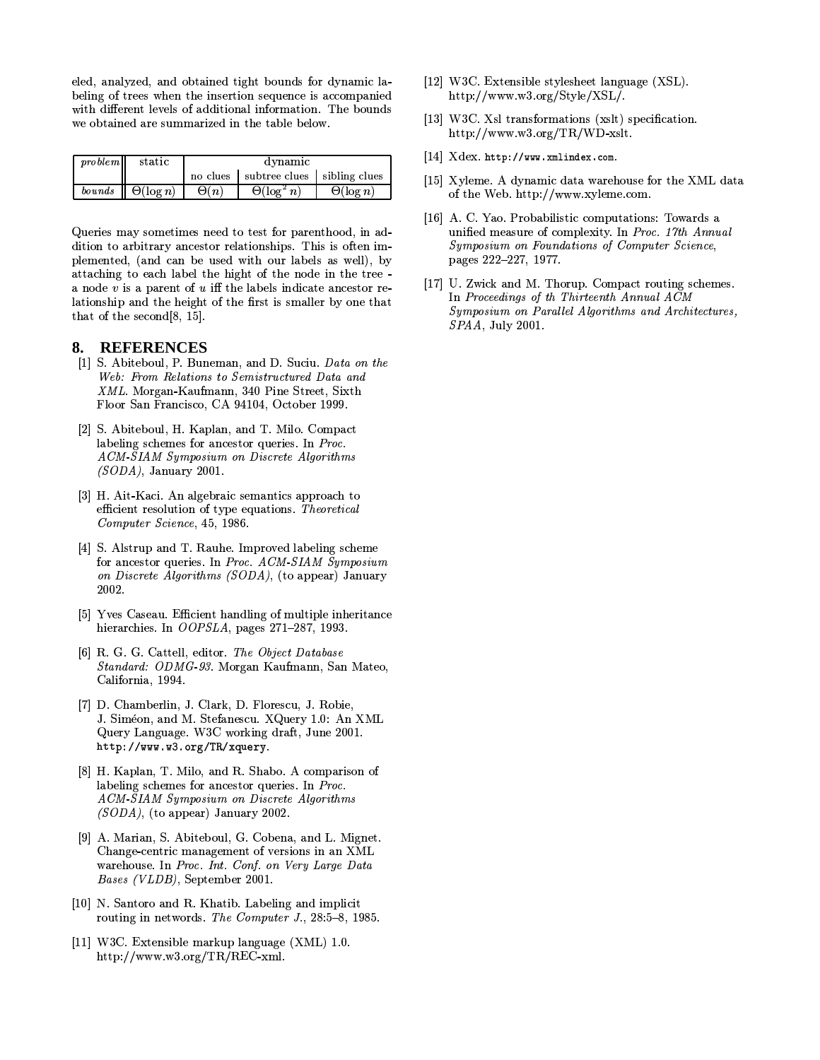eled, analyzed, and obtained tight bounds for dynamic labeling of trees when the insertion sequence is accompanied with different levels of additional information. The bounds we obtained are summarized in the table below.

| *problem* | static | dynamic | | |
|---|---|---|---|---|
| | | no clues | subtree clues | sibling clues |
| *bounds* | $\Theta(\log n)$ | $\Theta(n)$ | $\Theta(\log^2 n)$ | $\Theta(\log n)$ |

Queries may sometimes need to test for parenthood, in addition to arbitrary ancestor relationships. This is often implemented, (and can be used with our labels as well), by attaching to each label the hight of the node in the tree - a node $v$ is a parent of $u$ iff the labels indicate ancestor relationship and the height of the first is smaller by one that that of the second[8, 15].

## 8. REFERENCES

[1] S. Abiteboul, P. Buneman, and D. Suciu. *Data on the Web: From Relations to Semistructured Data and XML*. Morgan-Kaufmann, 340 Pine Street, Sixth Floor San Francisco, CA 94104, October 1999.

[2] S. Abiteboul, H. Kaplan, and T. Milo. Compact labeling schemes for ancestor queries. In *Proc. ACM-SIAM Symposium on Discrete Algorithms (SODA)*, January 2001.

[3] H. Ait-Kaci. An algebraic semantics approach to efficient resolution of type equations. *Theoretical Computer Science*, 45, 1986.

[4] S. Alstrup and T. Rauhe. Improved labeling scheme for ancestor queries. In *Proc. ACM-SIAM Symposium on Discrete Algorithms (SODA)*, (to appear) January 2002.

[5] Yves Caseau. Efficient handling of multiple inheritance hierarchies. In *OOPSLA*, pages 271–287, 1993.

[6] R. G. G. Cattell, editor. *The Object Database Standard: ODMG-93*. Morgan Kaufmann, San Mateo, California, 1994.

[7] D. Chamberlin, J. Clark, D. Florescu, J. Robie, J. Siméon, and M. Stefanescu. XQuery 1.0: An XML Query Language. W3C working draft, June 2001. `http://www.w3.org/TR/xquery`.

[8] H. Kaplan, T. Milo, and R. Shabo. A comparison of labeling schemes for ancestor queries. In *Proc. ACM-SIAM Symposium on Discrete Algorithms (SODA)*, (to appear) January 2002.

[9] A. Marian, S. Abiteboul, G. Cobena, and L. Mignet. Change-centric management of versions in an XML warehouse. In *Proc. Int. Conf. on Very Large Data Bases (VLDB)*, September 2001.

[10] N. Santoro and R. Khatib. Labeling and implicit routing in networds. *The Computer J.*, 28:5–8, 1985.

[11] W3C. Extensible markup language (XML) 1.0. http://www.w3.org/TR/REC-xml.

[12] W3C. Extensible stylesheet language (XSL). http://www.w3.org/Style/XSL/.

[13] W3C. Xsl transformations (xslt) specification. http://www.w3.org/TR/WD-xslt.

[14] Xdex. `http://www.xmlindex.com`.

[15] Xyleme. A dynamic data warehouse for the XML data of the Web. http://www.xyleme.com.

[16] A. C. Yao. Probabilistic computations: Towards a unified measure of complexity. In *Proc. 17th Annual Symposium on Foundations of Computer Science*, pages 222–227, 1977.

[17] U. Zwick and M. Thorup. Compact routing schemes. In *Proceedings of th Thirteenth Annual ACM Symposium on Parallel Algorithms and Architectures, SPAA*, July 2001.